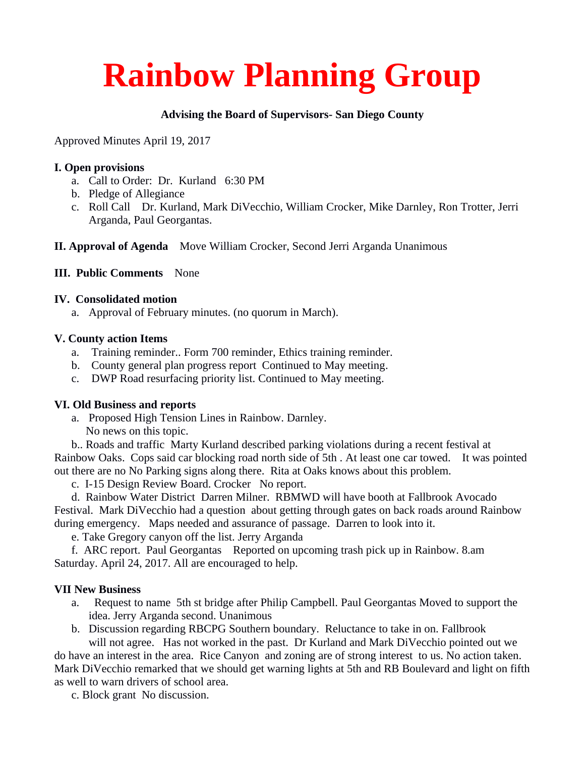# Rainbow Planning Group

**Advising the Board of Supervisors- San Diego County**

Approved Minutes April 19, 2017

**I. Open provisions**

a. Call to Order: Dr. Kurland 6:30 PM
b. Pledge of Allegiance
c. Roll Call Dr. Kurland, Mark DiVecchio, William Crocker, Mike Darnley, Ron Trotter, Jerri Arganda, Paul Georgantas.

**II. Approval of Agenda** Move William Crocker, Second Jerri Arganda Unanimous

**III. Public Comments** None

**IV. Consolidated motion**

a. Approval of February minutes. (no quorum in March).

**V. County action Items**

a. Training reminder.. Form 700 reminder, Ethics training reminder.
b. County general plan progress report Continued to May meeting.
c. DWP Road resurfacing priority list. Continued to May meeting.

**VI. Old Business and reports**

a. Proposed High Tension Lines in Rainbow. Darnley.
No news on this topic.

b.. Roads and traffic Marty Kurland described parking violations during a recent festival at Rainbow Oaks. Cops said car blocking road north side of 5th . At least one car towed. It was pointed out there are no No Parking signs along there. Rita at Oaks knows about this problem.

c. I-15 Design Review Board. Crocker No report.

d. Rainbow Water District Darren Milner. RBMWD will have booth at Fallbrook Avocado Festival. Mark DiVecchio had a question about getting through gates on back roads around Rainbow during emergency. Maps needed and assurance of passage. Darren to look into it.

e. Take Gregory canyon off the list. Jerry Arganda

f. ARC report. Paul Georgantas Reported on upcoming trash pick up in Rainbow. 8.am Saturday. April 24, 2017. All are encouraged to help.

**VII New Business**

a. Request to name 5th st bridge after Philip Campbell. Paul Georgantas Moved to support the idea. Jerry Arganda second. Unanimous

b. Discussion regarding RBCPG Southern boundary. Reluctance to take in on. Fallbrook will not agree. Has not worked in the past. Dr Kurland and Mark DiVecchio pointed out we do have an interest in the area. Rice Canyon and zoning are of strong interest to us. No action taken. Mark DiVecchio remarked that we should get warning lights at 5th and RB Boulevard and light on fifth as well to warn drivers of school area.

c. Block grant No discussion.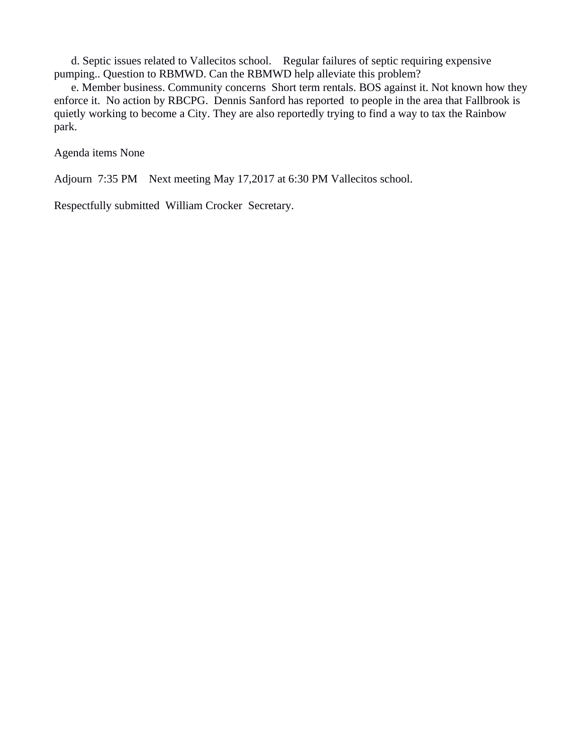d. Septic issues related to Vallecitos school. Regular failures of septic requiring expensive pumping.. Question to RBMWD. Can the RBMWD help alleviate this problem?

e. Member business. Community concerns Short term rentals. BOS against it. Not known how they enforce it. No action by RBCPG. Dennis Sanford has reported to people in the area that Fallbrook is quietly working to become a City. They are also reportedly trying to find a way to tax the Rainbow park.

Agenda items None

Adjourn 7:35 PM Next meeting May 17,2017 at 6:30 PM Vallecitos school.

Respectfully submitted William Crocker Secretary.